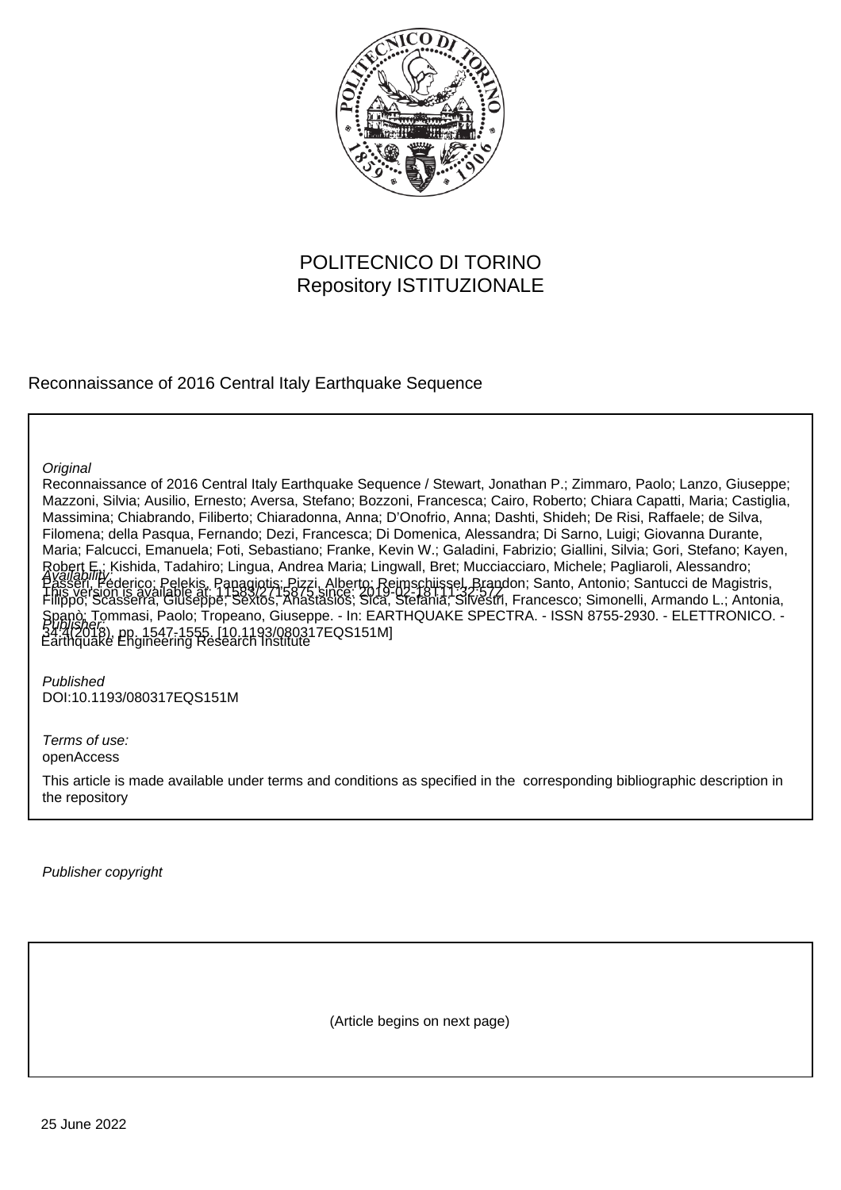POLITECNICO DI TORINO
Repository ISTITUZIONALE

Reconnaissance of 2016 Central Italy Earthquake Sequence

*Original*

Reconnaissance of 2016 Central Italy Earthquake Sequence / Stewart, Jonathan P.; Zimmaro, Paolo; Lanzo, Giuseppe; Mazzoni, Silvia; Ausilio, Ernesto; Aversa, Stefano; Bozzoni, Francesca; Cairo, Roberto; Chiara Capatti, Maria; Castiglia, Massimina; Chiabrando, Filiberto; Chiaradonna, Anna; D'Onofrio, Anna; Dashti, Shideh; De Risi, Raffaele; de Silva, Filomena; della Pasqua, Fernando; Dezi, Francesca; Di Domenica, Alessandra; Di Sarno, Luigi; Giovanna Durante, Maria; Falcucci, Emanuela; Foti, Sebastiano; Franke, Kevin W.; Galadini, Fabrizio; Giallini, Silvia; Gori, Stefano; Kayen, Robert E.; Kishida, Tadahiro; Lingua, Andrea Maria; Lingwall, Bret; Mucciacciaro, Michele; Pagliaroli, Alessandro; Passeri, Federico; Pelekis, Panagiotis; Pizzi, Alberto; Reimschiissel, Brandon; Santo, Antonio; Santucci de Magistris, Filippo; Scasserra, Giuseppe; Sextos, Anastasios; Sica, Stefania; Silvestri, Francesco; Simonelli, Armando L.; Antonia, Spanò; Tommasi, Paolo; Tropeano, Giuseppe. - In: EARTHQUAKE SPECTRA. - ISSN 8755-2930. - ELETTRONICO. - 34:4(2018), pp. 1547-1555. [10.1193/080317EQS151M]

*Availability:*
This version is available at: 11583/2715875 since: 2019-02-18T11:32:57Z

*Publisher:*
Earthquake Engineering Research Institute

*Published*
DOI:10.1193/080317EQS151M

*Terms of use:*
openAccess

This article is made available under terms and conditions as specified in the corresponding bibliographic description in the repository

*Publisher copyright*

(Article begins on next page)

25 June 2022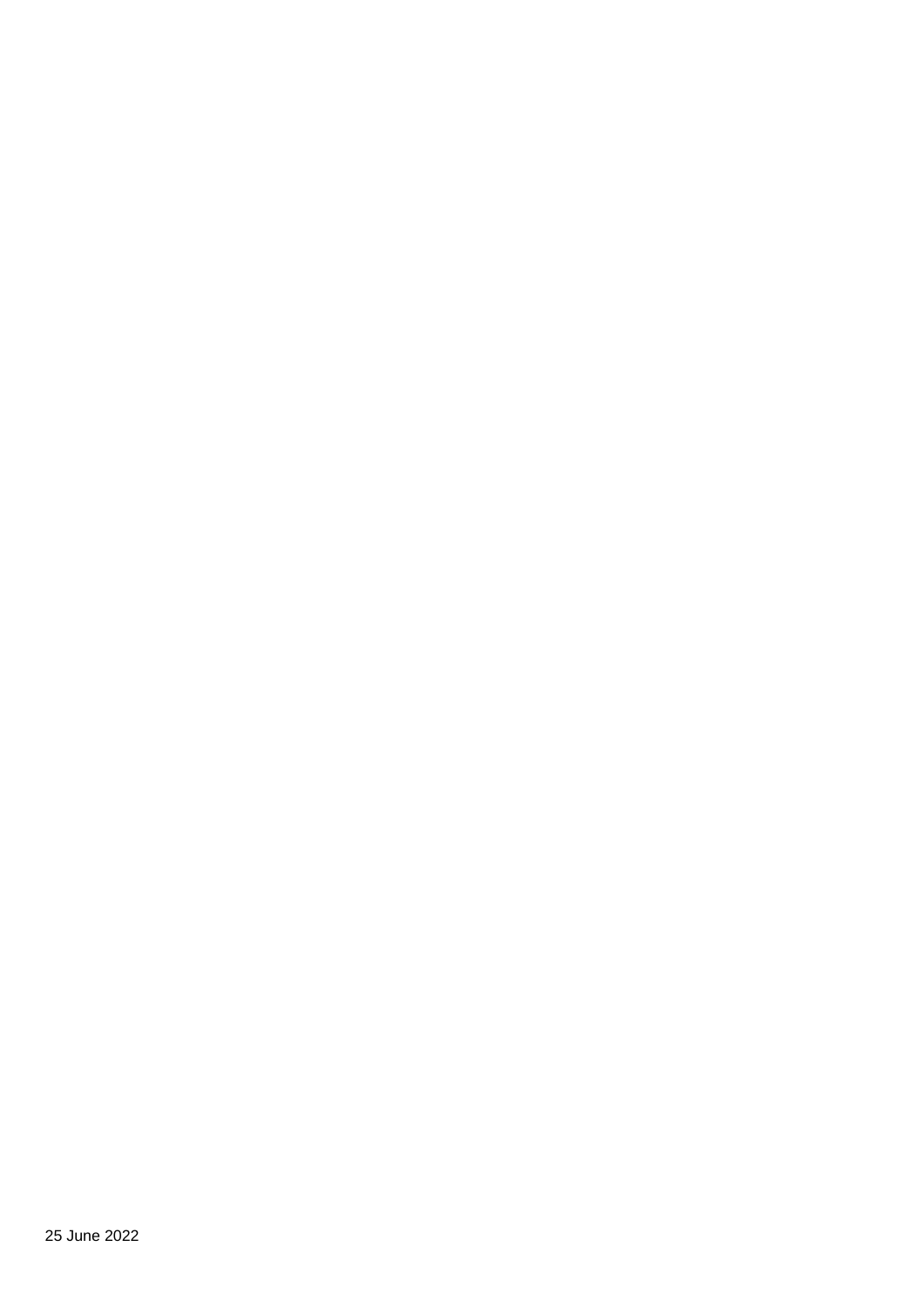25 June 2022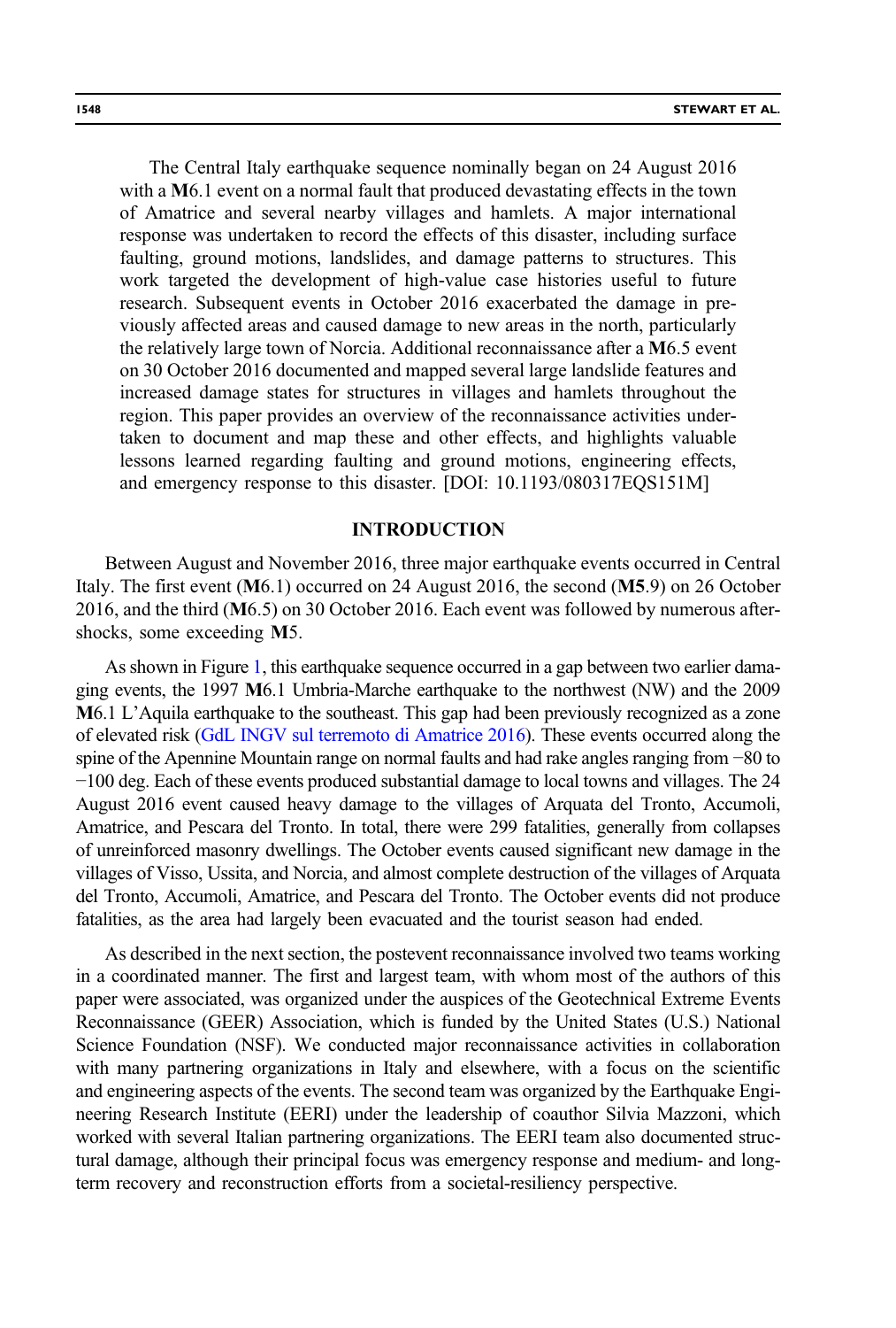The Central Italy earthquake sequence nominally began on 24 August 2016 with a **M**6.1 event on a normal fault that produced devastating effects in the town of Amatrice and several nearby villages and hamlets. A major international response was undertaken to record the effects of this disaster, including surface faulting, ground motions, landslides, and damage patterns to structures. This work targeted the development of high-value case histories useful to future research. Subsequent events in October 2016 exacerbated the damage in previously affected areas and caused damage to new areas in the north, particularly the relatively large town of Norcia. Additional reconnaissance after a **M**6.5 event on 30 October 2016 documented and mapped several large landslide features and increased damage states for structures in villages and hamlets throughout the region. This paper provides an overview of the reconnaissance activities undertaken to document and map these and other effects, and highlights valuable lessons learned regarding faulting and ground motions, engineering effects, and emergency response to this disaster. [DOI: 10.1193/080317EQS151M]

## INTRODUCTION

Between August and November 2016, three major earthquake events occurred in Central Italy. The first event (**M**6.1) occurred on 24 August 2016, the second (**M5**.9) on 26 October 2016, and the third (**M**6.5) on 30 October 2016. Each event was followed by numerous aftershocks, some exceeding **M**5.

As shown in Figure 1, this earthquake sequence occurred in a gap between two earlier damaging events, the 1997 **M**6.1 Umbria-Marche earthquake to the northwest (NW) and the 2009 **M**6.1 L'Aquila earthquake to the southeast. This gap had been previously recognized as a zone of elevated risk (GdL INGV sul terremoto di Amatrice 2016). These events occurred along the spine of the Apennine Mountain range on normal faults and had rake angles ranging from −80 to −100 deg. Each of these events produced substantial damage to local towns and villages. The 24 August 2016 event caused heavy damage to the villages of Arquata del Tronto, Accumoli, Amatrice, and Pescara del Tronto. In total, there were 299 fatalities, generally from collapses of unreinforced masonry dwellings. The October events caused significant new damage in the villages of Visso, Ussita, and Norcia, and almost complete destruction of the villages of Arquata del Tronto, Accumoli, Amatrice, and Pescara del Tronto. The October events did not produce fatalities, as the area had largely been evacuated and the tourist season had ended.

As described in the next section, the postevent reconnaissance involved two teams working in a coordinated manner. The first and largest team, with whom most of the authors of this paper were associated, was organized under the auspices of the Geotechnical Extreme Events Reconnaissance (GEER) Association, which is funded by the United States (U.S.) National Science Foundation (NSF). We conducted major reconnaissance activities in collaboration with many partnering organizations in Italy and elsewhere, with a focus on the scientific and engineering aspects of the events. The second team was organized by the Earthquake Engineering Research Institute (EERI) under the leadership of coauthor Silvia Mazzoni, which worked with several Italian partnering organizations. The EERI team also documented structural damage, although their principal focus was emergency response and medium- and long-term recovery and reconstruction efforts from a societal-resiliency perspective.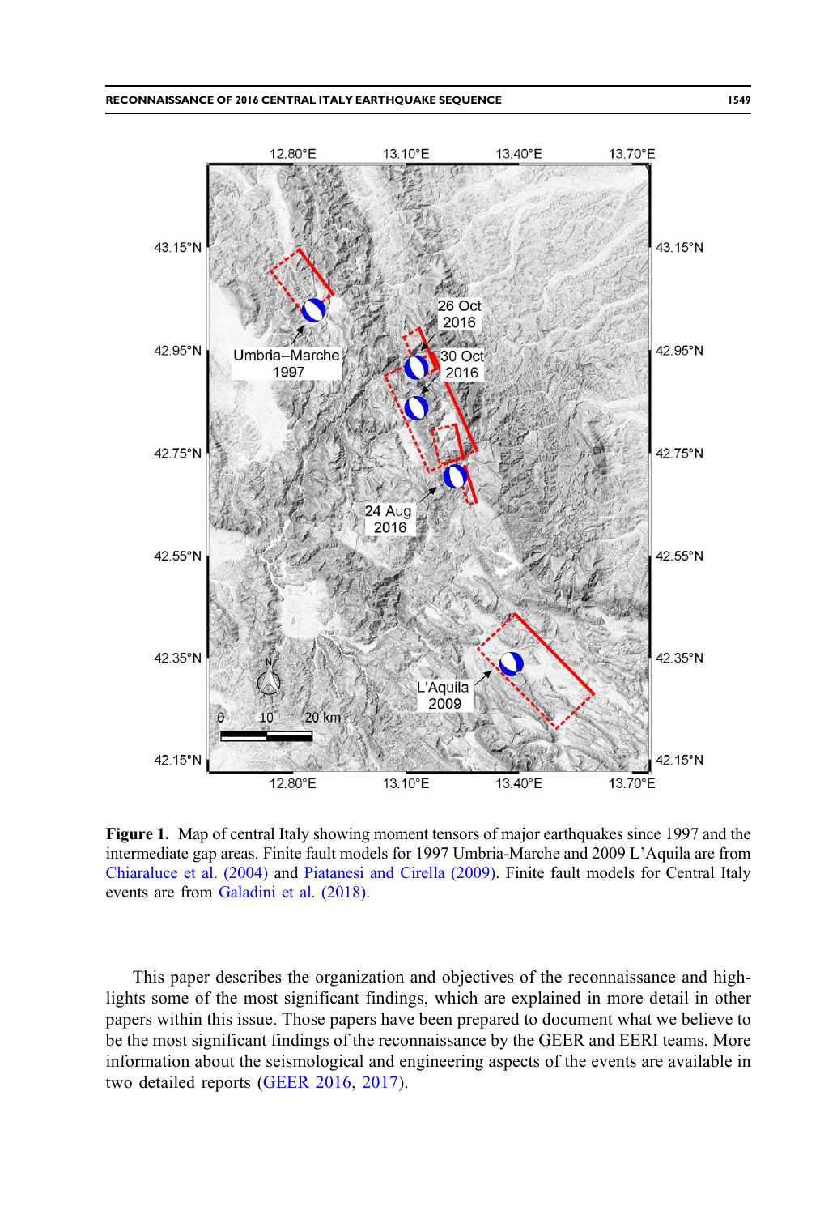**Figure 1.** Map of central Italy showing moment tensors of major earthquakes since 1997 and the intermediate gap areas. Finite fault models for 1997 Umbria-Marche and 2009 L'Aquila are from Chiaraluce et al. (2004) and Piatanesi and Cirella (2009). Finite fault models for Central Italy events are from Galadini et al. (2018).

This paper describes the organization and objectives of the reconnaissance and highlights some of the most significant findings, which are explained in more detail in other papers within this issue. Those papers have been prepared to document what we believe to be the most significant findings of the reconnaissance by the GEER and EERI teams. More information about the seismological and engineering aspects of the events are available in two detailed reports (GEER 2016, 2017).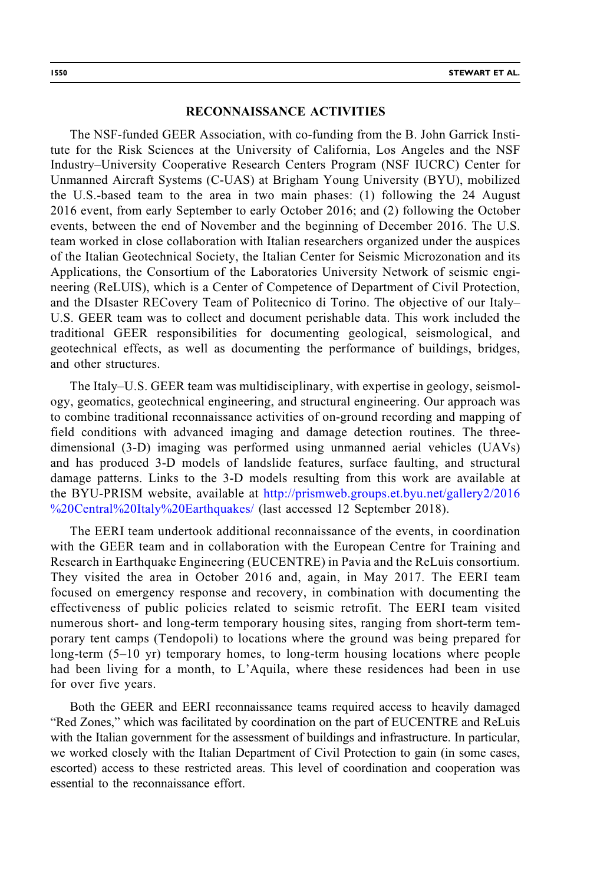## RECONNAISSANCE ACTIVITIES

The NSF-funded GEER Association, with co-funding from the B. John Garrick Institute for the Risk Sciences at the University of California, Los Angeles and the NSF Industry–University Cooperative Research Centers Program (NSF IUCRC) Center for Unmanned Aircraft Systems (C-UAS) at Brigham Young University (BYU), mobilized the U.S.-based team to the area in two main phases: (1) following the 24 August 2016 event, from early September to early October 2016; and (2) following the October events, between the end of November and the beginning of December 2016. The U.S. team worked in close collaboration with Italian researchers organized under the auspices of the Italian Geotechnical Society, the Italian Center for Seismic Microzonation and its Applications, the Consortium of the Laboratories University Network of seismic engineering (ReLUIS), which is a Center of Competence of Department of Civil Protection, and the DIsaster RECovery Team of Politecnico di Torino. The objective of our Italy–U.S. GEER team was to collect and document perishable data. This work included the traditional GEER responsibilities for documenting geological, seismological, and geotechnical effects, as well as documenting the performance of buildings, bridges, and other structures.

The Italy–U.S. GEER team was multidisciplinary, with expertise in geology, seismology, geomatics, geotechnical engineering, and structural engineering. Our approach was to combine traditional reconnaissance activities of on-ground recording and mapping of field conditions with advanced imaging and damage detection routines. The three-dimensional (3-D) imaging was performed using unmanned aerial vehicles (UAVs) and has produced 3-D models of landslide features, surface faulting, and structural damage patterns. Links to the 3-D models resulting from this work are available at the BYU-PRISM website, available at http://prismweb.groups.et.byu.net/gallery2/2016%20Central%20Italy%20Earthquakes/ (last accessed 12 September 2018).

The EERI team undertook additional reconnaissance of the events, in coordination with the GEER team and in collaboration with the European Centre for Training and Research in Earthquake Engineering (EUCENTRE) in Pavia and the ReLuis consortium. They visited the area in October 2016 and, again, in May 2017. The EERI team focused on emergency response and recovery, in combination with documenting the effectiveness of public policies related to seismic retrofit. The EERI team visited numerous short- and long-term temporary housing sites, ranging from short-term temporary tent camps (Tendopoli) to locations where the ground was being prepared for long-term (5–10 yr) temporary homes, to long-term housing locations where people had been living for a month, to L'Aquila, where these residences had been in use for over five years.

Both the GEER and EERI reconnaissance teams required access to heavily damaged "Red Zones," which was facilitated by coordination on the part of EUCENTRE and ReLuis with the Italian government for the assessment of buildings and infrastructure. In particular, we worked closely with the Italian Department of Civil Protection to gain (in some cases, escorted) access to these restricted areas. This level of coordination and cooperation was essential to the reconnaissance effort.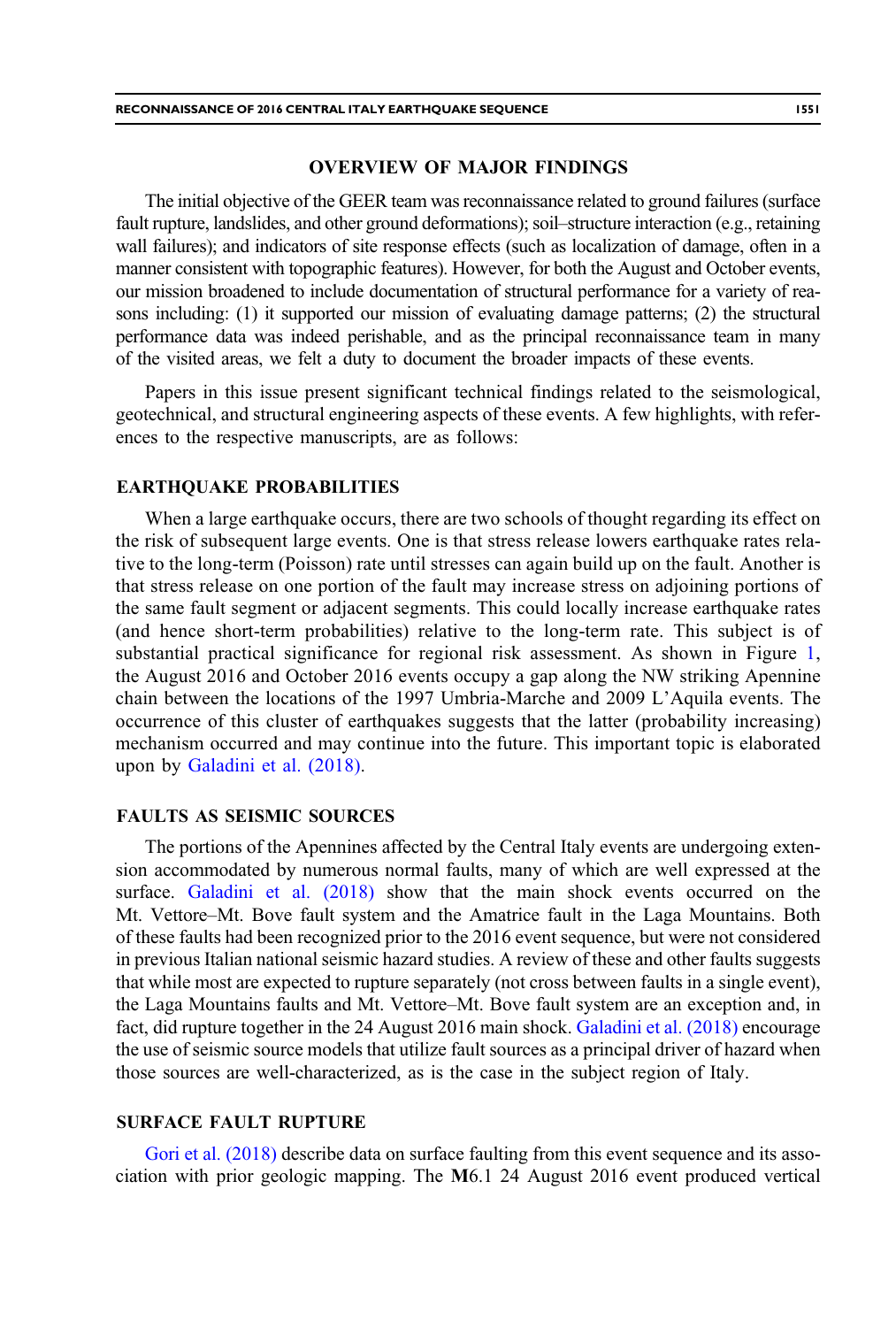## OVERVIEW OF MAJOR FINDINGS

The initial objective of the GEER team was reconnaissance related to ground failures (surface fault rupture, landslides, and other ground deformations); soil–structure interaction (e.g., retaining wall failures); and indicators of site response effects (such as localization of damage, often in a manner consistent with topographic features). However, for both the August and October events, our mission broadened to include documentation of structural performance for a variety of reasons including: (1) it supported our mission of evaluating damage patterns; (2) the structural performance data was indeed perishable, and as the principal reconnaissance team in many of the visited areas, we felt a duty to document the broader impacts of these events.

Papers in this issue present significant technical findings related to the seismological, geotechnical, and structural engineering aspects of these events. A few highlights, with references to the respective manuscripts, are as follows:

### EARTHQUAKE PROBABILITIES

When a large earthquake occurs, there are two schools of thought regarding its effect on the risk of subsequent large events. One is that stress release lowers earthquake rates relative to the long-term (Poisson) rate until stresses can again build up on the fault. Another is that stress release on one portion of the fault may increase stress on adjoining portions of the same fault segment or adjacent segments. This could locally increase earthquake rates (and hence short-term probabilities) relative to the long-term rate. This subject is of substantial practical significance for regional risk assessment. As shown in Figure 1, the August 2016 and October 2016 events occupy a gap along the NW striking Apennine chain between the locations of the 1997 Umbria-Marche and 2009 L'Aquila events. The occurrence of this cluster of earthquakes suggests that the latter (probability increasing) mechanism occurred and may continue into the future. This important topic is elaborated upon by Galadini et al. (2018).

### FAULTS AS SEISMIC SOURCES

The portions of the Apennines affected by the Central Italy events are undergoing extension accommodated by numerous normal faults, many of which are well expressed at the surface. Galadini et al. (2018) show that the main shock events occurred on the Mt. Vettore–Mt. Bove fault system and the Amatrice fault in the Laga Mountains. Both of these faults had been recognized prior to the 2016 event sequence, but were not considered in previous Italian national seismic hazard studies. A review of these and other faults suggests that while most are expected to rupture separately (not cross between faults in a single event), the Laga Mountains faults and Mt. Vettore–Mt. Bove fault system are an exception and, in fact, did rupture together in the 24 August 2016 main shock. Galadini et al. (2018) encourage the use of seismic source models that utilize fault sources as a principal driver of hazard when those sources are well-characterized, as is the case in the subject region of Italy.

### SURFACE FAULT RUPTURE

Gori et al. (2018) describe data on surface faulting from this event sequence and its association with prior geologic mapping. The **M**6.1 24 August 2016 event produced vertical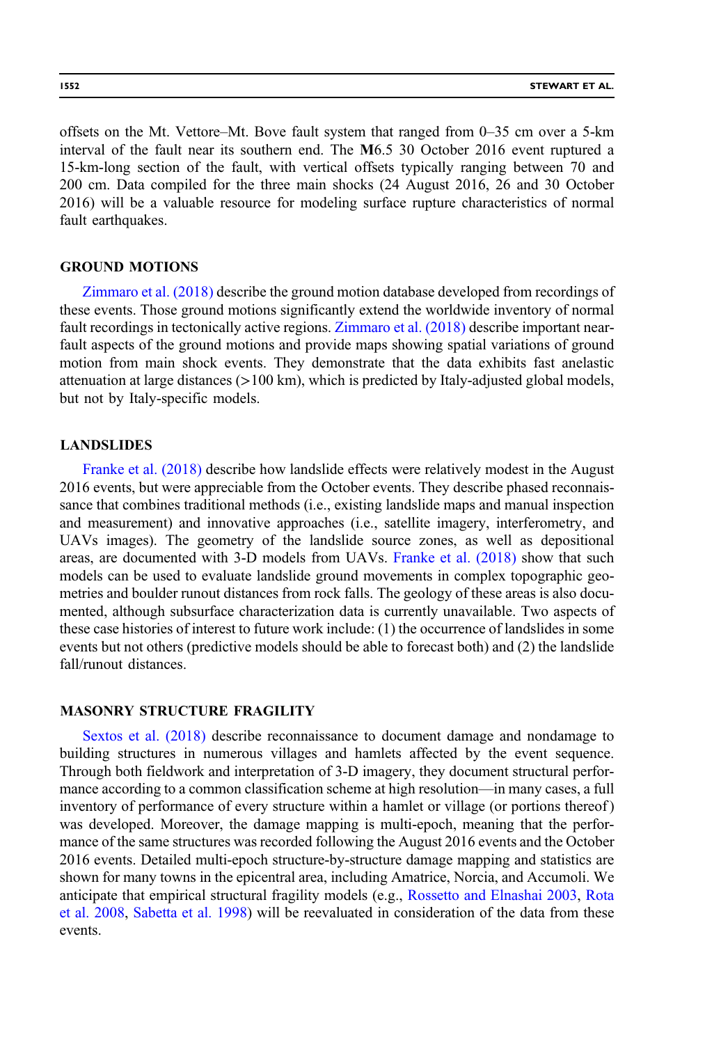offsets on the Mt. Vettore–Mt. Bove fault system that ranged from 0–35 cm over a 5-km interval of the fault near its southern end. The **M**6.5 30 October 2016 event ruptured a 15-km-long section of the fault, with vertical offsets typically ranging between 70 and 200 cm. Data compiled for the three main shocks (24 August 2016, 26 and 30 October 2016) will be a valuable resource for modeling surface rupture characteristics of normal fault earthquakes.

## GROUND MOTIONS

Zimmaro et al. (2018) describe the ground motion database developed from recordings of these events. Those ground motions significantly extend the worldwide inventory of normal fault recordings in tectonically active regions. Zimmaro et al. (2018) describe important near-fault aspects of the ground motions and provide maps showing spatial variations of ground motion from main shock events. They demonstrate that the data exhibits fast anelastic attenuation at large distances (>100 km), which is predicted by Italy-adjusted global models, but not by Italy-specific models.

## LANDSLIDES

Franke et al. (2018) describe how landslide effects were relatively modest in the August 2016 events, but were appreciable from the October events. They describe phased reconnaissance that combines traditional methods (i.e., existing landslide maps and manual inspection and measurement) and innovative approaches (i.e., satellite imagery, interferometry, and UAVs images). The geometry of the landslide source zones, as well as depositional areas, are documented with 3-D models from UAVs. Franke et al. (2018) show that such models can be used to evaluate landslide ground movements in complex topographic geometries and boulder runout distances from rock falls. The geology of these areas is also documented, although subsurface characterization data is currently unavailable. Two aspects of these case histories of interest to future work include: (1) the occurrence of landslides in some events but not others (predictive models should be able to forecast both) and (2) the landslide fall/runout distances.

## MASONRY STRUCTURE FRAGILITY

Sextos et al. (2018) describe reconnaissance to document damage and nondamage to building structures in numerous villages and hamlets affected by the event sequence. Through both fieldwork and interpretation of 3-D imagery, they document structural performance according to a common classification scheme at high resolution—in many cases, a full inventory of performance of every structure within a hamlet or village (or portions thereof) was developed. Moreover, the damage mapping is multi-epoch, meaning that the performance of the same structures was recorded following the August 2016 events and the October 2016 events. Detailed multi-epoch structure-by-structure damage mapping and statistics are shown for many towns in the epicentral area, including Amatrice, Norcia, and Accumoli. We anticipate that empirical structural fragility models (e.g., Rossetto and Elnashai 2003, Rota et al. 2008, Sabetta et al. 1998) will be reevaluated in consideration of the data from these events.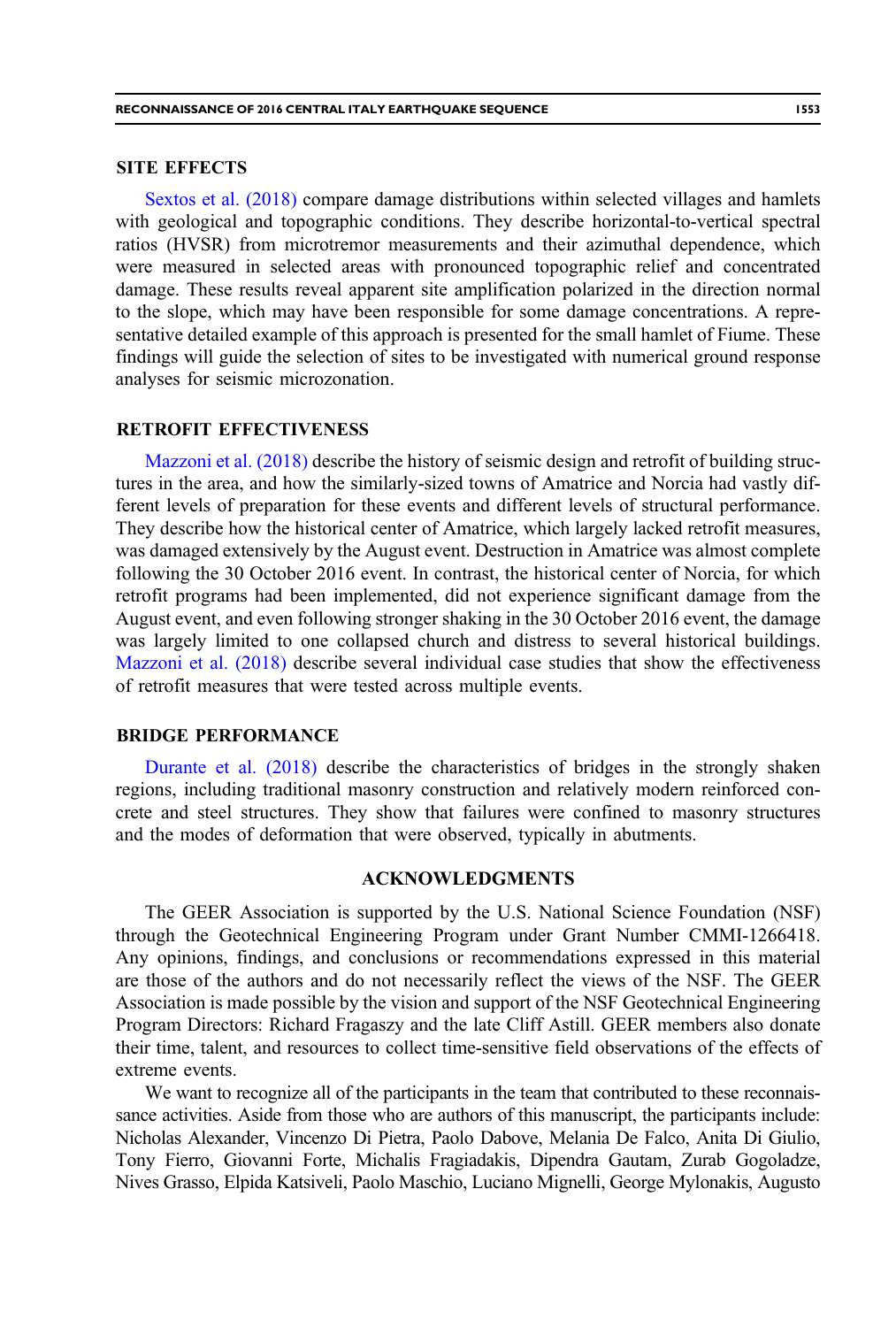## SITE EFFECTS

Sextos et al. (2018) compare damage distributions within selected villages and hamlets with geological and topographic conditions. They describe horizontal-to-vertical spectral ratios (HVSR) from microtremor measurements and their azimuthal dependence, which were measured in selected areas with pronounced topographic relief and concentrated damage. These results reveal apparent site amplification polarized in the direction normal to the slope, which may have been responsible for some damage concentrations. A representative detailed example of this approach is presented for the small hamlet of Fiume. These findings will guide the selection of sites to be investigated with numerical ground response analyses for seismic microzonation.

## RETROFIT EFFECTIVENESS

Mazzoni et al. (2018) describe the history of seismic design and retrofit of building structures in the area, and how the similarly-sized towns of Amatrice and Norcia had vastly different levels of preparation for these events and different levels of structural performance. They describe how the historical center of Amatrice, which largely lacked retrofit measures, was damaged extensively by the August event. Destruction in Amatrice was almost complete following the 30 October 2016 event. In contrast, the historical center of Norcia, for which retrofit programs had been implemented, did not experience significant damage from the August event, and even following stronger shaking in the 30 October 2016 event, the damage was largely limited to one collapsed church and distress to several historical buildings. Mazzoni et al. (2018) describe several individual case studies that show the effectiveness of retrofit measures that were tested across multiple events.

## BRIDGE PERFORMANCE

Durante et al. (2018) describe the characteristics of bridges in the strongly shaken regions, including traditional masonry construction and relatively modern reinforced concrete and steel structures. They show that failures were confined to masonry structures and the modes of deformation that were observed, typically in abutments.

## ACKNOWLEDGMENTS

The GEER Association is supported by the U.S. National Science Foundation (NSF) through the Geotechnical Engineering Program under Grant Number CMMI-1266418. Any opinions, findings, and conclusions or recommendations expressed in this material are those of the authors and do not necessarily reflect the views of the NSF. The GEER Association is made possible by the vision and support of the NSF Geotechnical Engineering Program Directors: Richard Fragaszy and the late Cliff Astill. GEER members also donate their time, talent, and resources to collect time-sensitive field observations of the effects of extreme events.

We want to recognize all of the participants in the team that contributed to these reconnaissance activities. Aside from those who are authors of this manuscript, the participants include: Nicholas Alexander, Vincenzo Di Pietra, Paolo Dabove, Melania De Falco, Anita Di Giulio, Tony Fierro, Giovanni Forte, Michalis Fragiadakis, Dipendra Gautam, Zurab Gogoladze, Nives Grasso, Elpida Katsiveli, Paolo Maschio, Luciano Mignelli, George Mylonakis, Augusto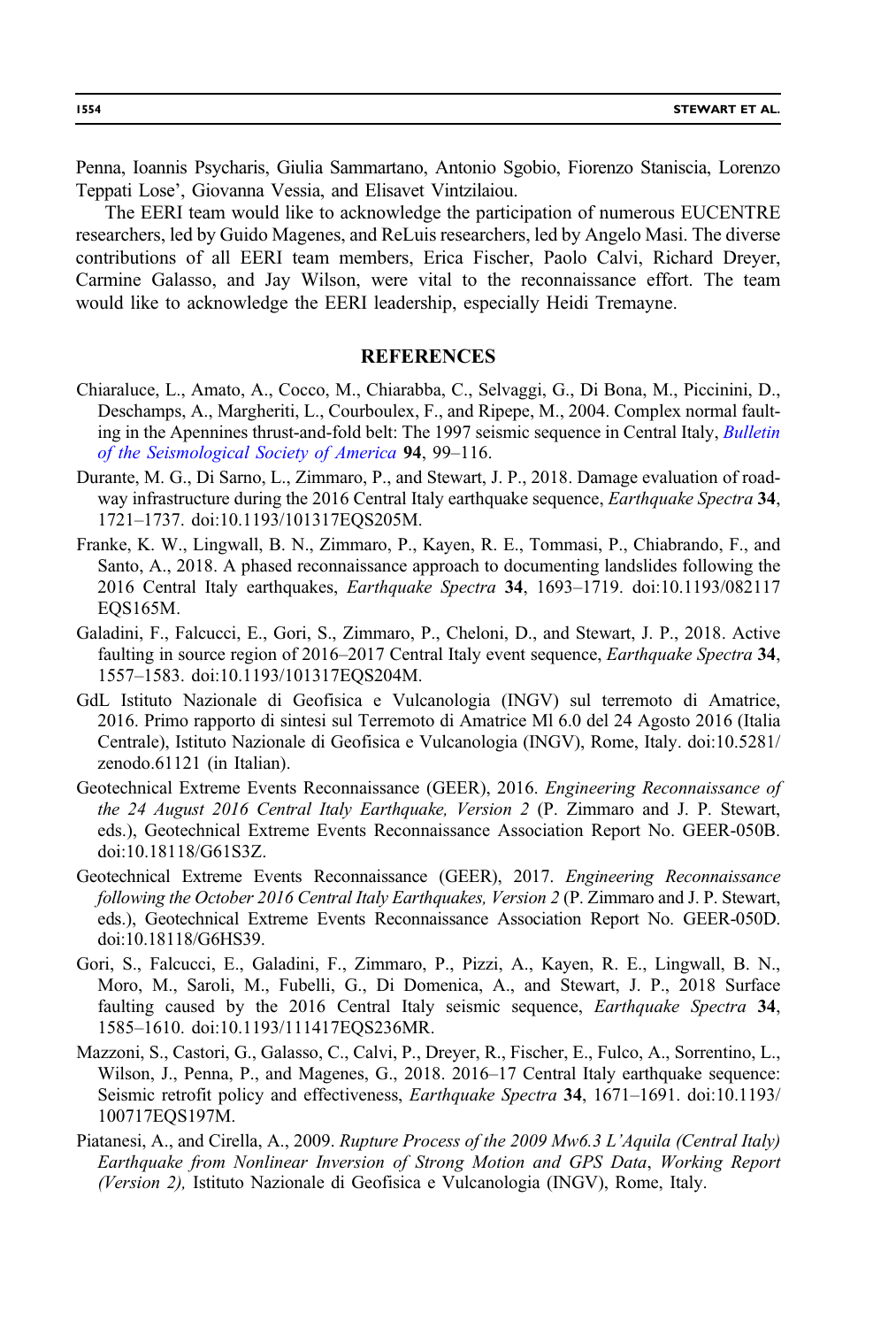Penna, Ioannis Psycharis, Giulia Sammartano, Antonio Sgobio, Fiorenzo Staniscia, Lorenzo Teppati Lose', Giovanna Vessia, and Elisavet Vintzilaiou.

The EERI team would like to acknowledge the participation of numerous EUCENTRE researchers, led by Guido Magenes, and ReLuis researchers, led by Angelo Masi. The diverse contributions of all EERI team members, Erica Fischer, Paolo Calvi, Richard Dreyer, Carmine Galasso, and Jay Wilson, were vital to the reconnaissance effort. The team would like to acknowledge the EERI leadership, especially Heidi Tremayne.

## REFERENCES

Chiaraluce, L., Amato, A., Cocco, M., Chiarabba, C., Selvaggi, G., Di Bona, M., Piccinini, D., Deschamps, A., Margheriti, L., Courboulex, F., and Ripepe, M., 2004. Complex normal faulting in the Apennines thrust-and-fold belt: The 1997 seismic sequence in Central Italy, *Bulletin of the Seismological Society of America* **94**, 99–116.

Durante, M. G., Di Sarno, L., Zimmaro, P., and Stewart, J. P., 2018. Damage evaluation of roadway infrastructure during the 2016 Central Italy earthquake sequence, *Earthquake Spectra* **34**, 1721–1737. doi:10.1193/101317EQS205M.

Franke, K. W., Lingwall, B. N., Zimmaro, P., Kayen, R. E., Tommasi, P., Chiabrando, F., and Santo, A., 2018. A phased reconnaissance approach to documenting landslides following the 2016 Central Italy earthquakes, *Earthquake Spectra* **34**, 1693–1719. doi:10.1193/082117EQS165M.

Galadini, F., Falcucci, E., Gori, S., Zimmaro, P., Cheloni, D., and Stewart, J. P., 2018. Active faulting in source region of 2016–2017 Central Italy event sequence, *Earthquake Spectra* **34**, 1557–1583. doi:10.1193/101317EQS204M.

GdL Istituto Nazionale di Geofisica e Vulcanologia (INGV) sul terremoto di Amatrice, 2016. Primo rapporto di sintesi sul Terremoto di Amatrice Ml 6.0 del 24 Agosto 2016 (Italia Centrale), Istituto Nazionale di Geofisica e Vulcanologia (INGV), Rome, Italy. doi:10.5281/zenodo.61121 (in Italian).

Geotechnical Extreme Events Reconnaissance (GEER), 2016. *Engineering Reconnaissance of the 24 August 2016 Central Italy Earthquake, Version 2* (P. Zimmaro and J. P. Stewart, eds.), Geotechnical Extreme Events Reconnaissance Association Report No. GEER-050B. doi:10.18118/G61S3Z.

Geotechnical Extreme Events Reconnaissance (GEER), 2017. *Engineering Reconnaissance following the October 2016 Central Italy Earthquakes, Version 2* (P. Zimmaro and J. P. Stewart, eds.), Geotechnical Extreme Events Reconnaissance Association Report No. GEER-050D. doi:10.18118/G6HS39.

Gori, S., Falcucci, E., Galadini, F., Zimmaro, P., Pizzi, A., Kayen, R. E., Lingwall, B. N., Moro, M., Saroli, M., Fubelli, G., Di Domenica, A., and Stewart, J. P., 2018 Surface faulting caused by the 2016 Central Italy seismic sequence, *Earthquake Spectra* **34**, 1585–1610. doi:10.1193/111417EQS236MR.

Mazzoni, S., Castori, G., Galasso, C., Calvi, P., Dreyer, R., Fischer, E., Fulco, A., Sorrentino, L., Wilson, J., Penna, P., and Magenes, G., 2018. 2016–17 Central Italy earthquake sequence: Seismic retrofit policy and effectiveness, *Earthquake Spectra* **34**, 1671–1691. doi:10.1193/100717EQS197M.

Piatanesi, A., and Cirella, A., 2009. *Rupture Process of the 2009 Mw6.3 L'Aquila (Central Italy) Earthquake from Nonlinear Inversion of Strong Motion and GPS Data*, *Working Report (Version 2),* Istituto Nazionale di Geofisica e Vulcanologia (INGV), Rome, Italy.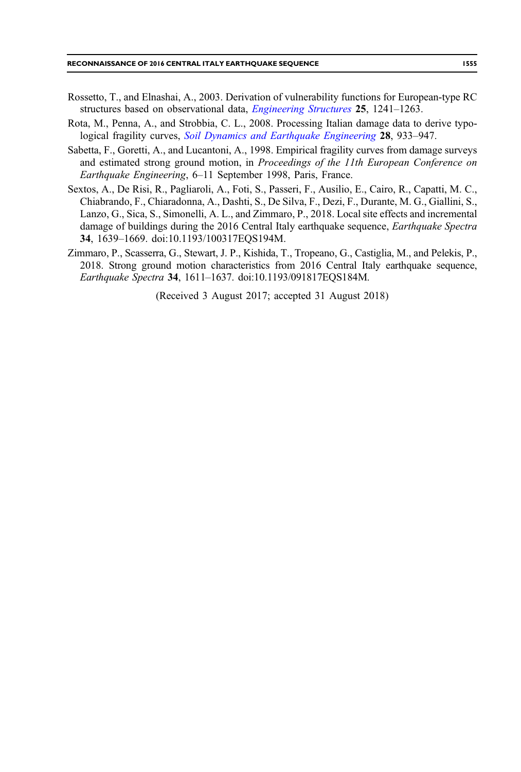Rossetto, T., and Elnashai, A., 2003. Derivation of vulnerability functions for European-type RC structures based on observational data, *Engineering Structures* **25**, 1241–1263.

Rota, M., Penna, A., and Strobbia, C. L., 2008. Processing Italian damage data to derive typological fragility curves, *Soil Dynamics and Earthquake Engineering* **28**, 933–947.

Sabetta, F., Goretti, A., and Lucantoni, A., 1998. Empirical fragility curves from damage surveys and estimated strong ground motion, in *Proceedings of the 11th European Conference on Earthquake Engineering*, 6–11 September 1998, Paris, France.

Sextos, A., De Risi, R., Pagliaroli, A., Foti, S., Passeri, F., Ausilio, E., Cairo, R., Capatti, M. C., Chiabrando, F., Chiaradonna, A., Dashti, S., De Silva, F., Dezi, F., Durante, M. G., Giallini, S., Lanzo, G., Sica, S., Simonelli, A. L., and Zimmaro, P., 2018. Local site effects and incremental damage of buildings during the 2016 Central Italy earthquake sequence, *Earthquake Spectra* **34**, 1639–1669. doi:10.1193/100317EQS194M.

Zimmaro, P., Scasserra, G., Stewart, J. P., Kishida, T., Tropeano, G., Castiglia, M., and Pelekis, P., 2018. Strong ground motion characteristics from 2016 Central Italy earthquake sequence, *Earthquake Spectra* **34**, 1611–1637. doi:10.1193/091817EQS184M.

(Received 3 August 2017; accepted 31 August 2018)